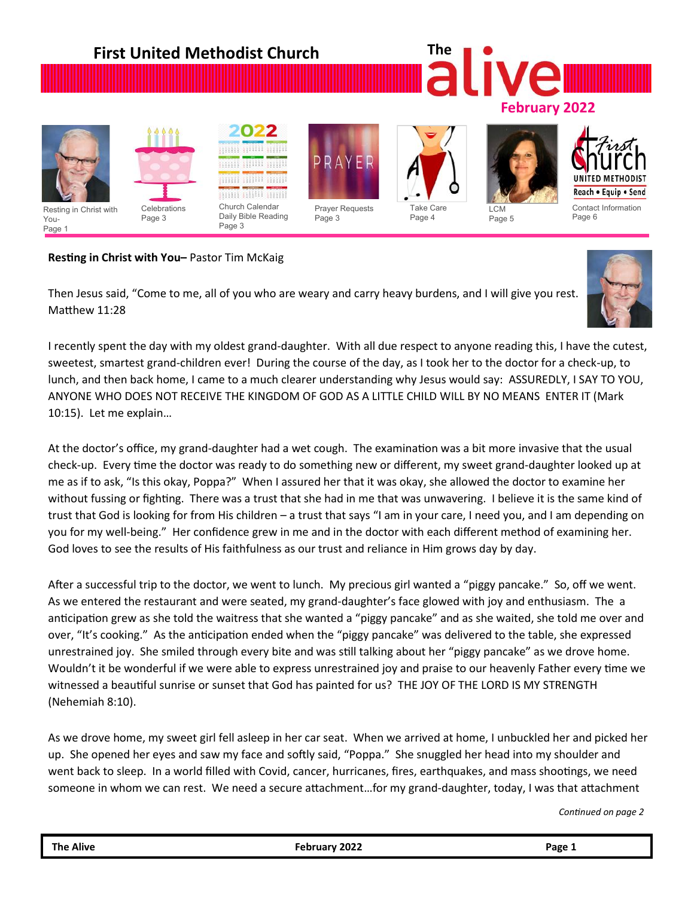# First United Methodist Church

# The alive

**February 2022**

Resting in Christ with You- Page 1

Celebrations Page 3

Church Calendar Daily Bible Reading Page 3

Prayer Requests Page 3

Take Care Page 4

LCM Page 5

Contact Information Page 6

**Resting in Christ with You–** Pastor Tim McKaig

Then Jesus said, "Come to me, all of you who are weary and carry heavy burdens, and I will give you rest. Matthew 11:28

I recently spent the day with my oldest grand-daughter. With all due respect to anyone reading this, I have the cutest, sweetest, smartest grand-children ever! During the course of the day, as I took her to the doctor for a check-up, to lunch, and then back home, I came to a much clearer understanding why Jesus would say: ASSUREDLY, I SAY TO YOU, ANYONE WHO DOES NOT RECEIVE THE KINGDOM OF GOD AS A LITTLE CHILD WILL BY NO MEANS ENTER IT (Mark 10:15). Let me explain…

At the doctor's office, my grand-daughter had a wet cough. The examination was a bit more invasive that the usual check-up. Every time the doctor was ready to do something new or different, my sweet grand-daughter looked up at me as if to ask, "Is this okay, Poppa?" When I assured her that it was okay, she allowed the doctor to examine her without fussing or fighting. There was a trust that she had in me that was unwavering. I believe it is the same kind of trust that God is looking for from His children – a trust that says "I am in your care, I need you, and I am depending on you for my well-being." Her confidence grew in me and in the doctor with each different method of examining her. God loves to see the results of His faithfulness as our trust and reliance in Him grows day by day.

After a successful trip to the doctor, we went to lunch. My precious girl wanted a "piggy pancake." So, off we went. As we entered the restaurant and were seated, my grand-daughter's face glowed with joy and enthusiasm. The a anticipation grew as she told the waitress that she wanted a "piggy pancake" and as she waited, she told me over and over, "It's cooking." As the anticipation ended when the "piggy pancake" was delivered to the table, she expressed unrestrained joy. She smiled through every bite and was still talking about her "piggy pancake" as we drove home. Wouldn't it be wonderful if we were able to express unrestrained joy and praise to our heavenly Father every time we witnessed a beautiful sunrise or sunset that God has painted for us? THE JOY OF THE LORD IS MY STRENGTH (Nehemiah 8:10).

As we drove home, my sweet girl fell asleep in her car seat. When we arrived at home, I unbuckled her and picked her up. She opened her eyes and saw my face and softly said, "Poppa." She snuggled her head into my shoulder and went back to sleep. In a world filled with Covid, cancer, hurricanes, fires, earthquakes, and mass shootings, we need someone in whom we can rest. We need a secure attachment…for my grand-daughter, today, I was that attachment

*Continued on page 2*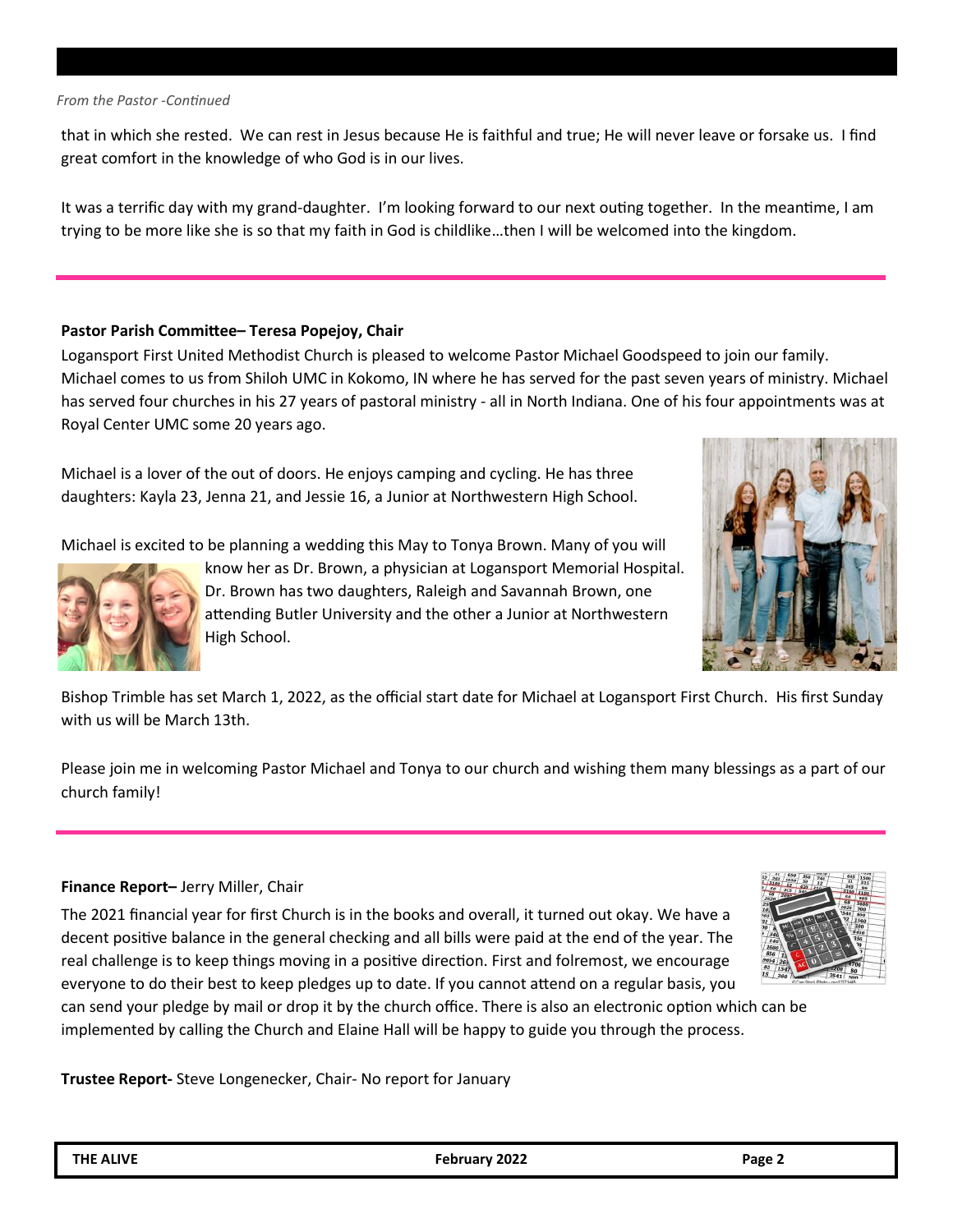*From the Pastor -Continued*

that in which she rested. We can rest in Jesus because He is faithful and true; He will never leave or forsake us. I find great comfort in the knowledge of who God is in our lives.

It was a terrific day with my grand-daughter. I'm looking forward to our next outing together. In the meantime, I am trying to be more like she is so that my faith in God is childlike…then I will be welcomed into the kingdom.

---

**Pastor Parish Committee– Teresa Popejoy, Chair**

Logansport First United Methodist Church is pleased to welcome Pastor Michael Goodspeed to join our family. Michael comes to us from Shiloh UMC in Kokomo, IN where he has served for the past seven years of ministry. Michael has served four churches in his 27 years of pastoral ministry - all in North Indiana. One of his four appointments was at Royal Center UMC some 20 years ago.

Michael is a lover of the out of doors. He enjoys camping and cycling. He has three daughters: Kayla 23, Jenna 21, and Jessie 16, a Junior at Northwestern High School.

Michael is excited to be planning a wedding this May to Tonya Brown. Many of you will know her as Dr. Brown, a physician at Logansport Memorial Hospital. Dr. Brown has two daughters, Raleigh and Savannah Brown, one attending Butler University and the other a Junior at Northwestern High School.

Bishop Trimble has set March 1, 2022, as the official start date for Michael at Logansport First Church. His first Sunday with us will be March 13th.

Please join me in welcoming Pastor Michael and Tonya to our church and wishing them many blessings as a part of our church family!

---

**Finance Report–** Jerry Miller, Chair

The 2021 financial year for first Church is in the books and overall, it turned out okay. We have a decent positive balance in the general checking and all bills were paid at the end of the year. The real challenge is to keep things moving in a positive direction. First and folremost, we encourage everyone to do their best to keep pledges up to date. If you cannot attend on a regular basis, you can send your pledge by mail or drop it by the church office. There is also an electronic option which can be implemented by calling the Church and Elaine Hall will be happy to guide you through the process.

**Trustee Report-** Steve Longenecker, Chair- No report for January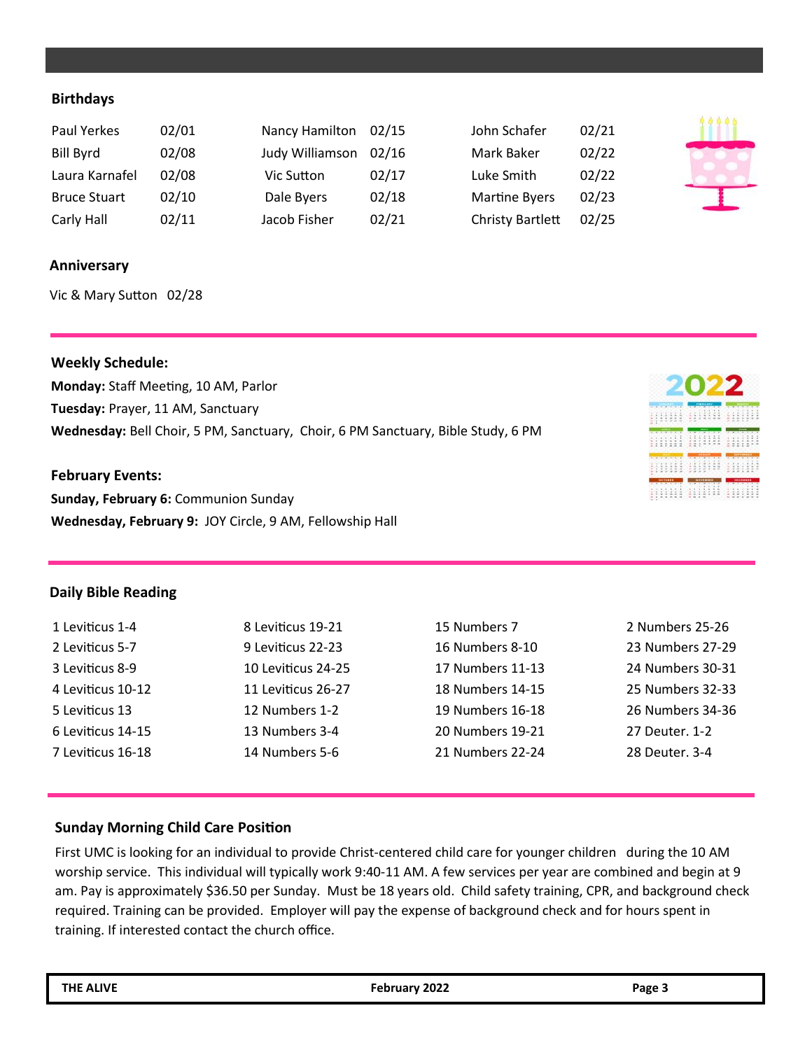## Birthdays

| | | | | | |
|---|---|---|---|---|---|
| Paul Yerkes | 02/01 | Nancy Hamilton | 02/15 | John Schafer | 02/21 |
| Bill Byrd | 02/08 | Judy Williamson | 02/16 | Mark Baker | 02/22 |
| Laura Karnafel | 02/08 | Vic Sutton | 02/17 | Luke Smith | 02/22 |
| Bruce Stuart | 02/10 | Dale Byers | 02/18 | Martine Byers | 02/23 |
| Carly Hall | 02/11 | Jacob Fisher | 02/21 | Christy Bartlett | 02/25 |

## Anniversary

Vic & Mary Sutton 02/28

## Weekly Schedule:

**Monday:** Staff Meeting, 10 AM, Parlor
**Tuesday:** Prayer, 11 AM, Sanctuary
**Wednesday:** Bell Choir, 5 PM, Sanctuary, Choir, 6 PM Sanctuary, Bible Study, 6 PM

## February Events:

**Sunday, February 6:** Communion Sunday
**Wednesday, February 9:** JOY Circle, 9 AM, Fellowship Hall

## Daily Bible Reading

| | | | |
|---|---|---|---|
| 1 Leviticus 1-4 | 8 Leviticus 19-21 | 15 Numbers 7 | 2 Numbers 25-26 |
| 2 Leviticus 5-7 | 9 Leviticus 22-23 | 16 Numbers 8-10 | 23 Numbers 27-29 |
| 3 Leviticus 8-9 | 10 Leviticus 24-25 | 17 Numbers 11-13 | 24 Numbers 30-31 |
| 4 Leviticus 10-12 | 11 Leviticus 26-27 | 18 Numbers 14-15 | 25 Numbers 32-33 |
| 5 Leviticus 13 | 12 Numbers 1-2 | 19 Numbers 16-18 | 26 Numbers 34-36 |
| 6 Leviticus 14-15 | 13 Numbers 3-4 | 20 Numbers 19-21 | 27 Deuter. 1-2 |
| 7 Leviticus 16-18 | 14 Numbers 5-6 | 21 Numbers 22-24 | 28 Deuter. 3-4 |

## Sunday Morning Child Care Position

First UMC is looking for an individual to provide Christ-centered child care for younger children during the 10 AM worship service. This individual will typically work 9:40-11 AM. A few services per year are combined and begin at 9 am. Pay is approximately $36.50 per Sunday. Must be 18 years old. Child safety training, CPR, and background check required. Training can be provided. Employer will pay the expense of background check and for hours spent in training. If interested contact the church office.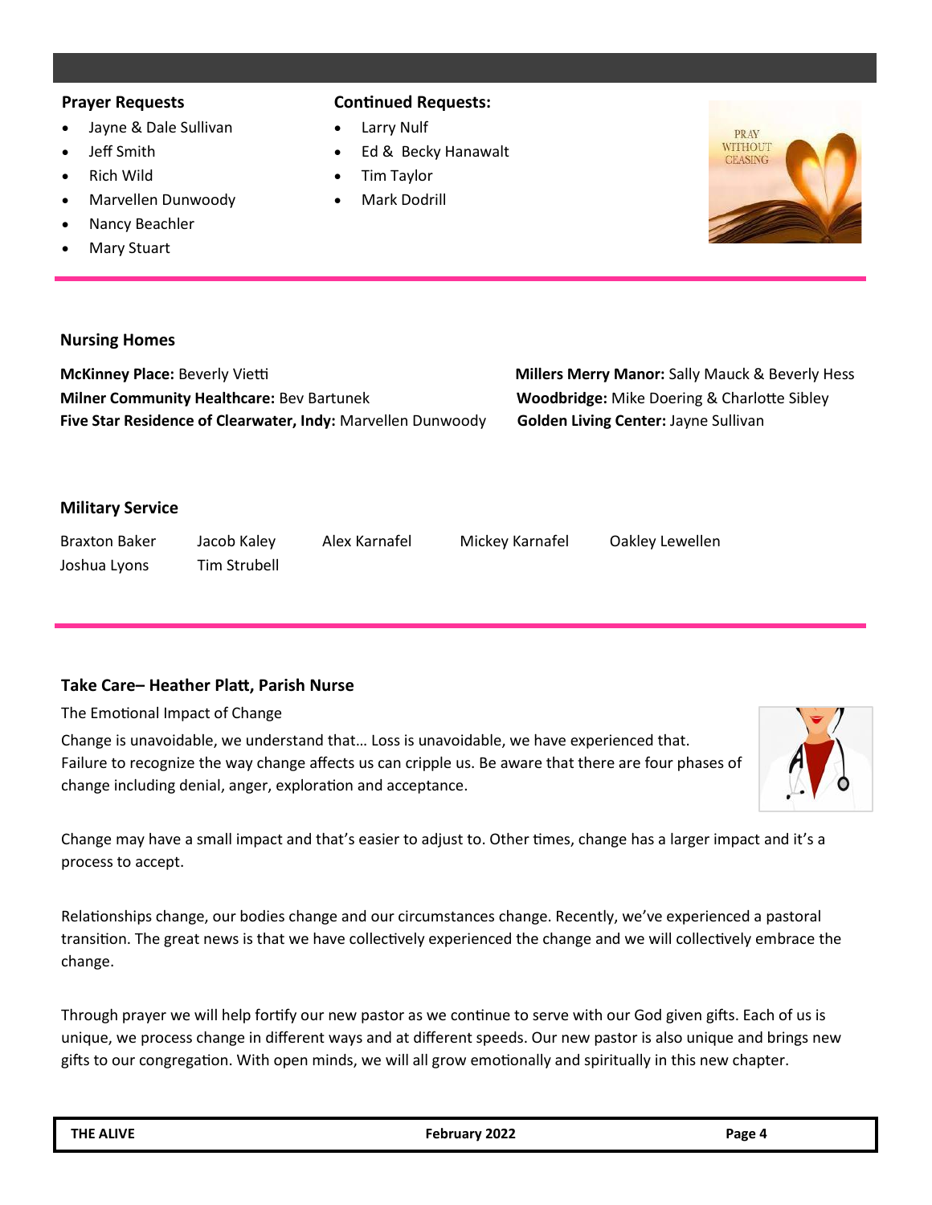### Prayer Requests

- Jayne & Dale Sullivan
- Jeff Smith
- Rich Wild
- Marvellen Dunwoody
- Nancy Beachler
- Mary Stuart

### Continued Requests:

- Larry Nulf
- Ed & Becky Hanawalt
- Tim Taylor
- Mark Dodrill

### Nursing Homes

**McKinney Place:** Beverly Vietti
**Milner Community Healthcare:** Bev Bartunek
**Five Star Residence of Clearwater, Indy:** Marvellen Dunwoody
**Millers Merry Manor:** Sally Mauck & Beverly Hess
**Woodbridge:** Mike Doering & Charlotte Sibley
**Golden Living Center:** Jayne Sullivan

### Military Service

Braxton Baker, Jacob Kaley, Alex Karnafel, Mickey Karnafel, Oakley Lewellen, Joshua Lyons, Tim Strubell

### Take Care– Heather Platt, Parish Nurse

The Emotional Impact of Change

Change is unavoidable, we understand that… Loss is unavoidable, we have experienced that. Failure to recognize the way change affects us can cripple us. Be aware that there are four phases of change including denial, anger, exploration and acceptance.

Change may have a small impact and that's easier to adjust to. Other times, change has a larger impact and it's a process to accept.

Relationships change, our bodies change and our circumstances change. Recently, we've experienced a pastoral transition. The great news is that we have collectively experienced the change and we will collectively embrace the change.

Through prayer we will help fortify our new pastor as we continue to serve with our God given gifts. Each of us is unique, we process change in different ways and at different speeds. Our new pastor is also unique and brings new gifts to our congregation. With open minds, we will all grow emotionally and spiritually in this new chapter.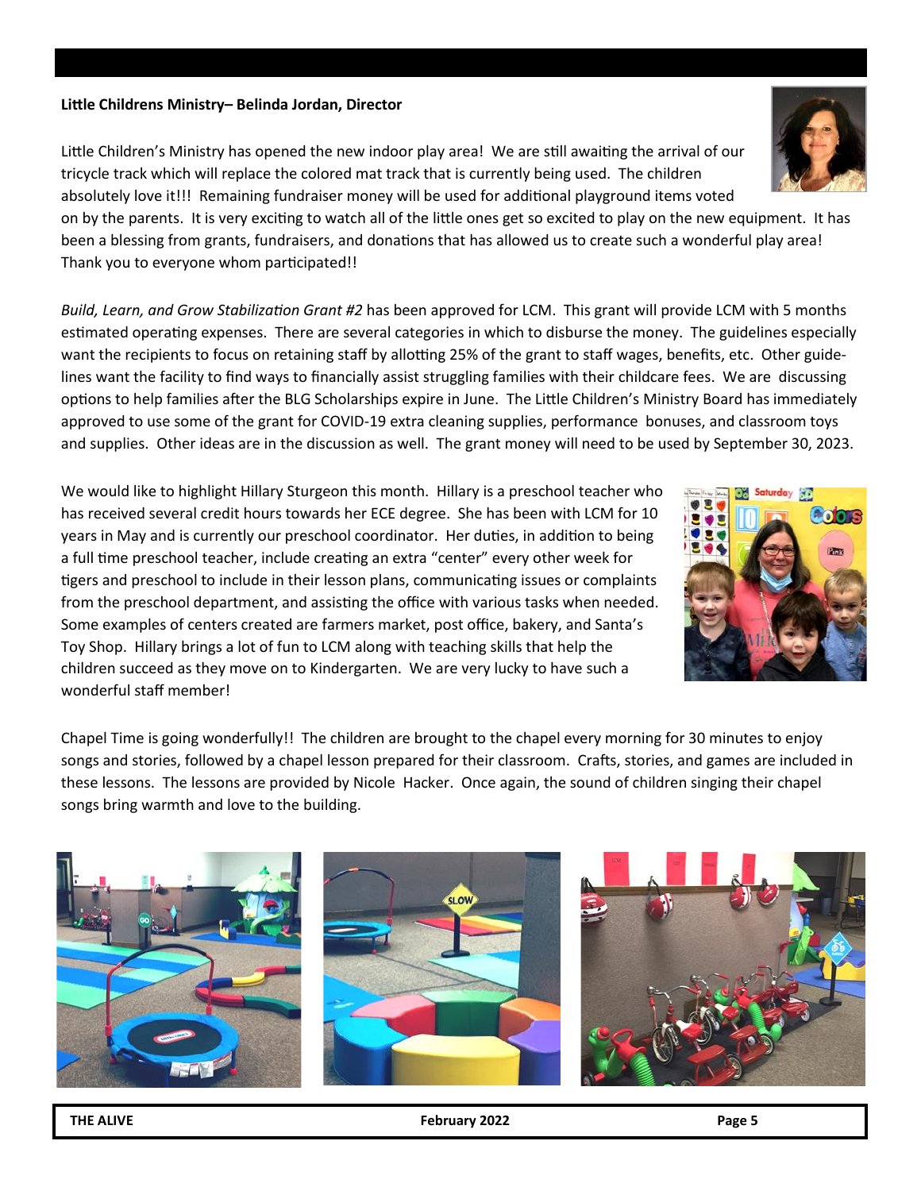**Little Childrens Ministry– Belinda Jordan, Director**

Little Children's Ministry has opened the new indoor play area! We are still awaiting the arrival of our tricycle track which will replace the colored mat track that is currently being used. The children absolutely love it!!! Remaining fundraiser money will be used for additional playground items voted on by the parents. It is very exciting to watch all of the little ones get so excited to play on the new equipment. It has been a blessing from grants, fundraisers, and donations that has allowed us to create such a wonderful play area! Thank you to everyone whom participated!!

*Build, Learn, and Grow Stabilization Grant #2* has been approved for LCM. This grant will provide LCM with 5 months estimated operating expenses. There are several categories in which to disburse the money. The guidelines especially want the recipients to focus on retaining staff by allotting 25% of the grant to staff wages, benefits, etc. Other guidelines want the facility to find ways to financially assist struggling families with their childcare fees. We are discussing options to help families after the BLG Scholarships expire in June. The Little Children's Ministry Board has immediately approved to use some of the grant for COVID-19 extra cleaning supplies, performance bonuses, and classroom toys and supplies. Other ideas are in the discussion as well. The grant money will need to be used by September 30, 2023.

We would like to highlight Hillary Sturgeon this month. Hillary is a preschool teacher who has received several credit hours towards her ECE degree. She has been with LCM for 10 years in May and is currently our preschool coordinator. Her duties, in addition to being a full time preschool teacher, include creating an extra "center" every other week for tigers and preschool to include in their lesson plans, communicating issues or complaints from the preschool department, and assisting the office with various tasks when needed. Some examples of centers created are farmers market, post office, bakery, and Santa's Toy Shop. Hillary brings a lot of fun to LCM along with teaching skills that help the children succeed as they move on to Kindergarten. We are very lucky to have such a wonderful staff member!

Chapel Time is going wonderfully!! The children are brought to the chapel every morning for 30 minutes to enjoy songs and stories, followed by a chapel lesson prepared for their classroom. Crafts, stories, and games are included in these lessons. The lessons are provided by Nicole Hacker. Once again, the sound of children singing their chapel songs bring warmth and love to the building.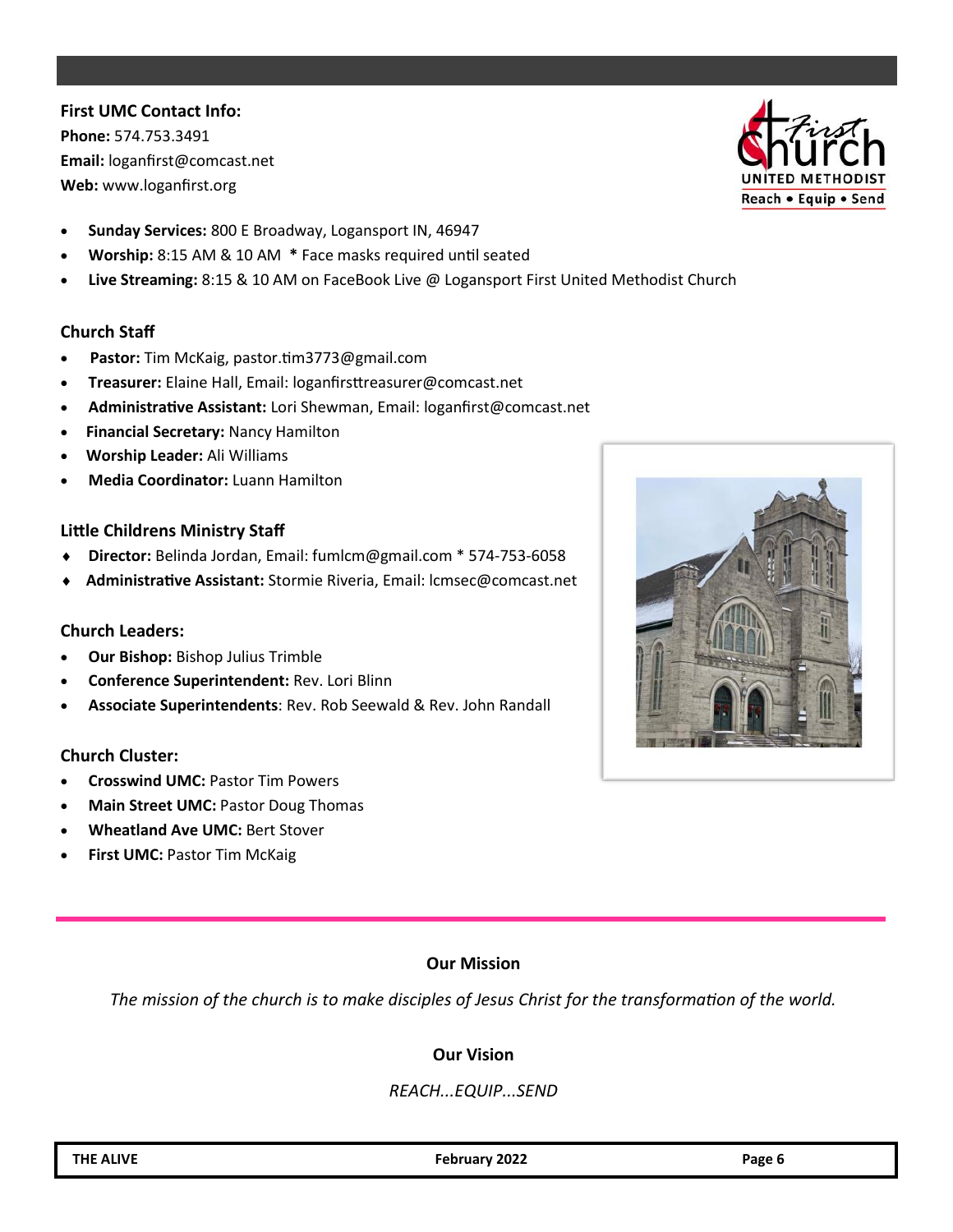**First UMC Contact Info:**
**Phone:** 574.753.3491
**Email:** loganfirst@comcast.net
**Web:** www.loganfirst.org

- **Sunday Services:** 800 E Broadway, Logansport IN, 46947
- **Worship:** 8:15 AM & 10 AM * Face masks required until seated
- **Live Streaming:** 8:15 & 10 AM on FaceBook Live @ Logansport First United Methodist Church

### Church Staff

- **Pastor:** Tim McKaig, pastor.tim3773@gmail.com
- **Treasurer:** Elaine Hall, Email: loganfirsttreasurer@comcast.net
- **Administrative Assistant:** Lori Shewman, Email: loganfirst@comcast.net
- **Financial Secretary:** Nancy Hamilton
- **Worship Leader:** Ali Williams
- **Media Coordinator:** Luann Hamilton

### Little Childrens Ministry Staff

- **Director:** Belinda Jordan, Email: fumlcm@gmail.com * 574-753-6058
- **Administrative Assistant:** Stormie Riveria, Email: lcmsec@comcast.net

### Church Leaders:

- **Our Bishop:** Bishop Julius Trimble
- **Conference Superintendent:** Rev. Lori Blinn
- **Associate Superintendents**: Rev. Rob Seewald & Rev. John Randall

### Church Cluster:

- **Crosswind UMC:** Pastor Tim Powers
- **Main Street UMC:** Pastor Doug Thomas
- **Wheatland Ave UMC:** Bert Stover
- **First UMC:** Pastor Tim McKaig

### Our Mission

*The mission of the church is to make disciples of Jesus Christ for the transformation of the world.*

### Our Vision

*REACH...EQUIP...SEND*